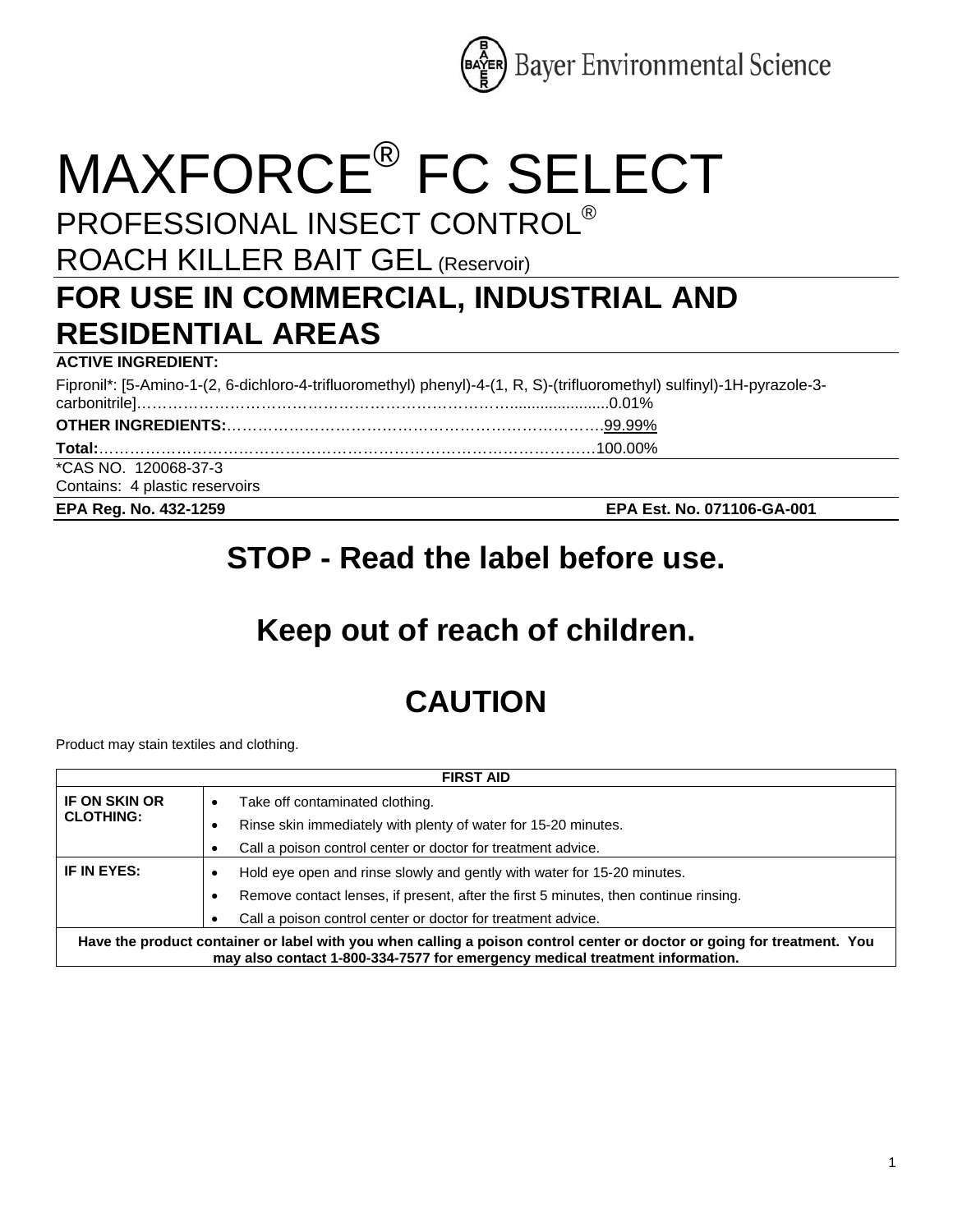Bayer Environmental Science

# MAXFORCE® FC SELECT

## PROFESSIONAL INSECT CONTROL®

## ROACH KILLER BAIT GEL (Reservoir)

## FOR USE IN COMMERCIAL, INDUSTRIAL AND RESIDENTIAL AREAS

**ACTIVE INGREDIENT:**

Fipronil*: [5-Amino-1-(2, 6-dichloro-4-trifluoromethyl) phenyl)-4-(1, R, S)-(trifluoromethyl) sulfinyl)-1H-pyrazole-3-carbonitrile]……………………………………………………………………......................0.01%

**OTHER INGREDIENTS:**……………………………………………………………………99.99%

**Total:**…………………………………………………………………………………………100.00%

*CAS NO. 120068-37-3

Contains: 4 plastic reservoirs

**EPA Reg. No. 432-1259** **EPA Est. No. 071106-GA-001**

## STOP - Read the label before use.

## Keep out of reach of children.

## CAUTION

Product may stain textiles and clothing.

| FIRST AID | |
|---|---|
| **IF ON SKIN OR CLOTHING:** | • Take off contaminated clothing.<br>• Rinse skin immediately with plenty of water for 15-20 minutes.<br>• Call a poison control center or doctor for treatment advice. |
| **IF IN EYES:** | • Hold eye open and rinse slowly and gently with water for 15-20 minutes.<br>• Remove contact lenses, if present, after the first 5 minutes, then continue rinsing.<br>• Call a poison control center or doctor for treatment advice. |
| **Have the product container or label with you when calling a poison control center or doctor or going for treatment. You may also contact 1-800-334-7577 for emergency medical treatment information.** | |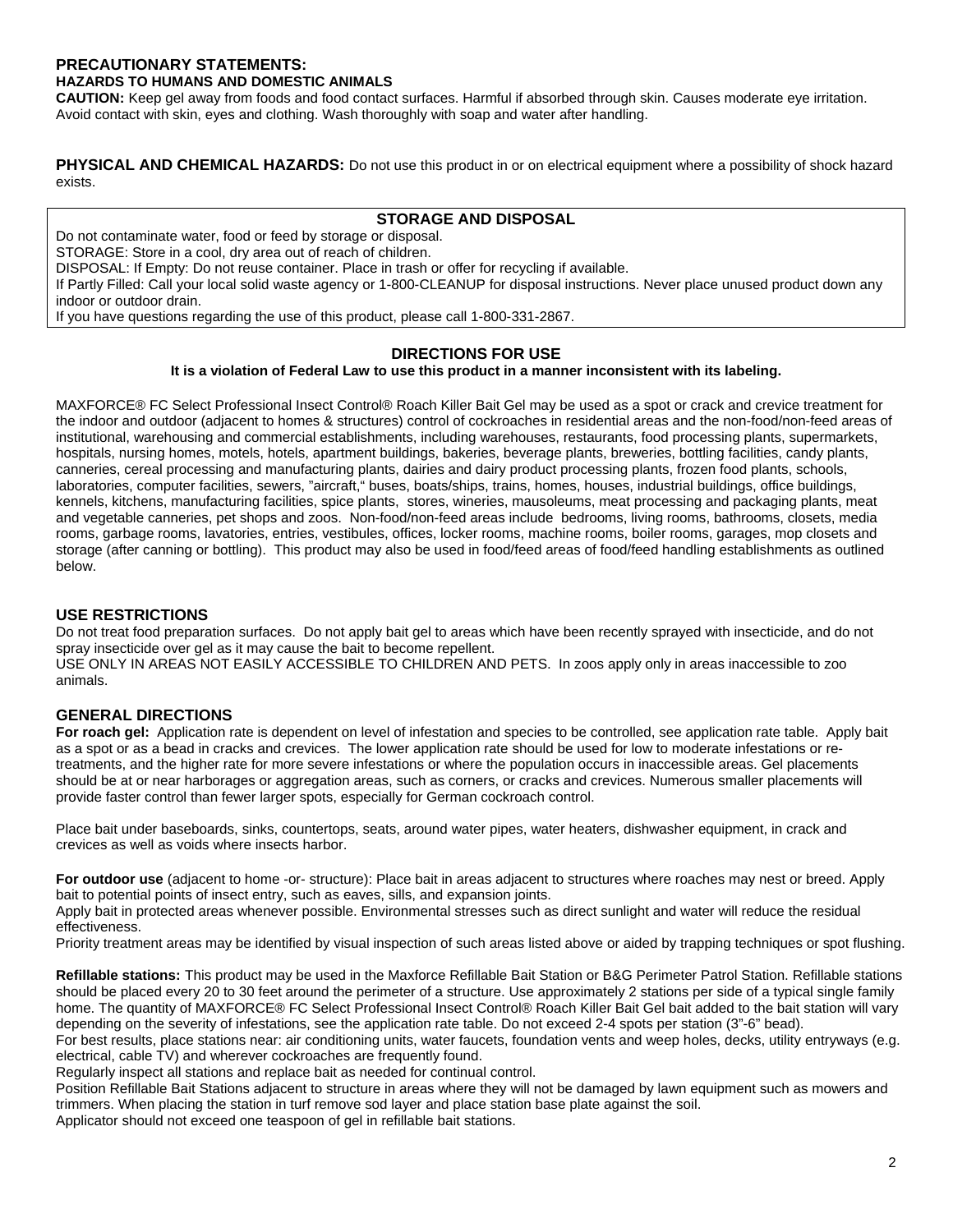## PRECAUTIONARY STATEMENTS:

### HAZARDS TO HUMANS AND DOMESTIC ANIMALS

**CAUTION:** Keep gel away from foods and food contact surfaces. Harmful if absorbed through skin. Causes moderate eye irritation. Avoid contact with skin, eyes and clothing. Wash thoroughly with soap and water after handling.

**PHYSICAL AND CHEMICAL HAZARDS:** Do not use this product in or on electrical equipment where a possibility of shock hazard exists.

### STORAGE AND DISPOSAL

Do not contaminate water, food or feed by storage or disposal.

STORAGE: Store in a cool, dry area out of reach of children.

DISPOSAL: If Empty: Do not reuse container. Place in trash or offer for recycling if available.

If Partly Filled: Call your local solid waste agency or 1-800-CLEANUP for disposal instructions. Never place unused product down any indoor or outdoor drain.

If you have questions regarding the use of this product, please call 1-800-331-2867.

## DIRECTIONS FOR USE

**It is a violation of Federal Law to use this product in a manner inconsistent with its labeling.**

MAXFORCE® FC Select Professional Insect Control® Roach Killer Bait Gel may be used as a spot or crack and crevice treatment for the indoor and outdoor (adjacent to homes & structures) control of cockroaches in residential areas and the non-food/non-feed areas of institutional, warehousing and commercial establishments, including warehouses, restaurants, food processing plants, supermarkets, hospitals, nursing homes, motels, hotels, apartment buildings, bakeries, beverage plants, breweries, bottling facilities, candy plants, canneries, cereal processing and manufacturing plants, dairies and dairy product processing plants, frozen food plants, schools, laboratories, computer facilities, sewers, "aircraft," buses, boats/ships, trains, homes, houses, industrial buildings, office buildings, kennels, kitchens, manufacturing facilities, spice plants, stores, wineries, mausoleums, meat processing and packaging plants, meat and vegetable canneries, pet shops and zoos. Non-food/non-feed areas include bedrooms, living rooms, bathrooms, closets, media rooms, garbage rooms, lavatories, entries, vestibules, offices, locker rooms, machine rooms, boiler rooms, garages, mop closets and storage (after canning or bottling). This product may also be used in food/feed areas of food/feed handling establishments as outlined below.

### USE RESTRICTIONS

Do not treat food preparation surfaces. Do not apply bait gel to areas which have been recently sprayed with insecticide, and do not spray insecticide over gel as it may cause the bait to become repellent.

USE ONLY IN AREAS NOT EASILY ACCESSIBLE TO CHILDREN AND PETS. In zoos apply only in areas inaccessible to zoo animals.

### GENERAL DIRECTIONS

**For roach gel:** Application rate is dependent on level of infestation and species to be controlled, see application rate table. Apply bait as a spot or as a bead in cracks and crevices. The lower application rate should be used for low to moderate infestations or re-treatments, and the higher rate for more severe infestations or where the population occurs in inaccessible areas. Gel placements should be at or near harborages or aggregation areas, such as corners, or cracks and crevices. Numerous smaller placements will provide faster control than fewer larger spots, especially for German cockroach control.

Place bait under baseboards, sinks, countertops, seats, around water pipes, water heaters, dishwasher equipment, in crack and crevices as well as voids where insects harbor.

**For outdoor use** (adjacent to home -or- structure): Place bait in areas adjacent to structures where roaches may nest or breed. Apply bait to potential points of insect entry, such as eaves, sills, and expansion joints.

Apply bait in protected areas whenever possible. Environmental stresses such as direct sunlight and water will reduce the residual effectiveness.

Priority treatment areas may be identified by visual inspection of such areas listed above or aided by trapping techniques or spot flushing.

**Refillable stations:** This product may be used in the Maxforce Refillable Bait Station or B&G Perimeter Patrol Station. Refillable stations should be placed every 20 to 30 feet around the perimeter of a structure. Use approximately 2 stations per side of a typical single family home. The quantity of MAXFORCE® FC Select Professional Insect Control® Roach Killer Bait Gel bait added to the bait station will vary depending on the severity of infestations, see the application rate table. Do not exceed 2-4 spots per station (3"-6" bead).

For best results, place stations near: air conditioning units, water faucets, foundation vents and weep holes, decks, utility entryways (e.g. electrical, cable TV) and wherever cockroaches are frequently found.

Regularly inspect all stations and replace bait as needed for continual control.

Position Refillable Bait Stations adjacent to structure in areas where they will not be damaged by lawn equipment such as mowers and trimmers. When placing the station in turf remove sod layer and place station base plate against the soil.

Applicator should not exceed one teaspoon of gel in refillable bait stations.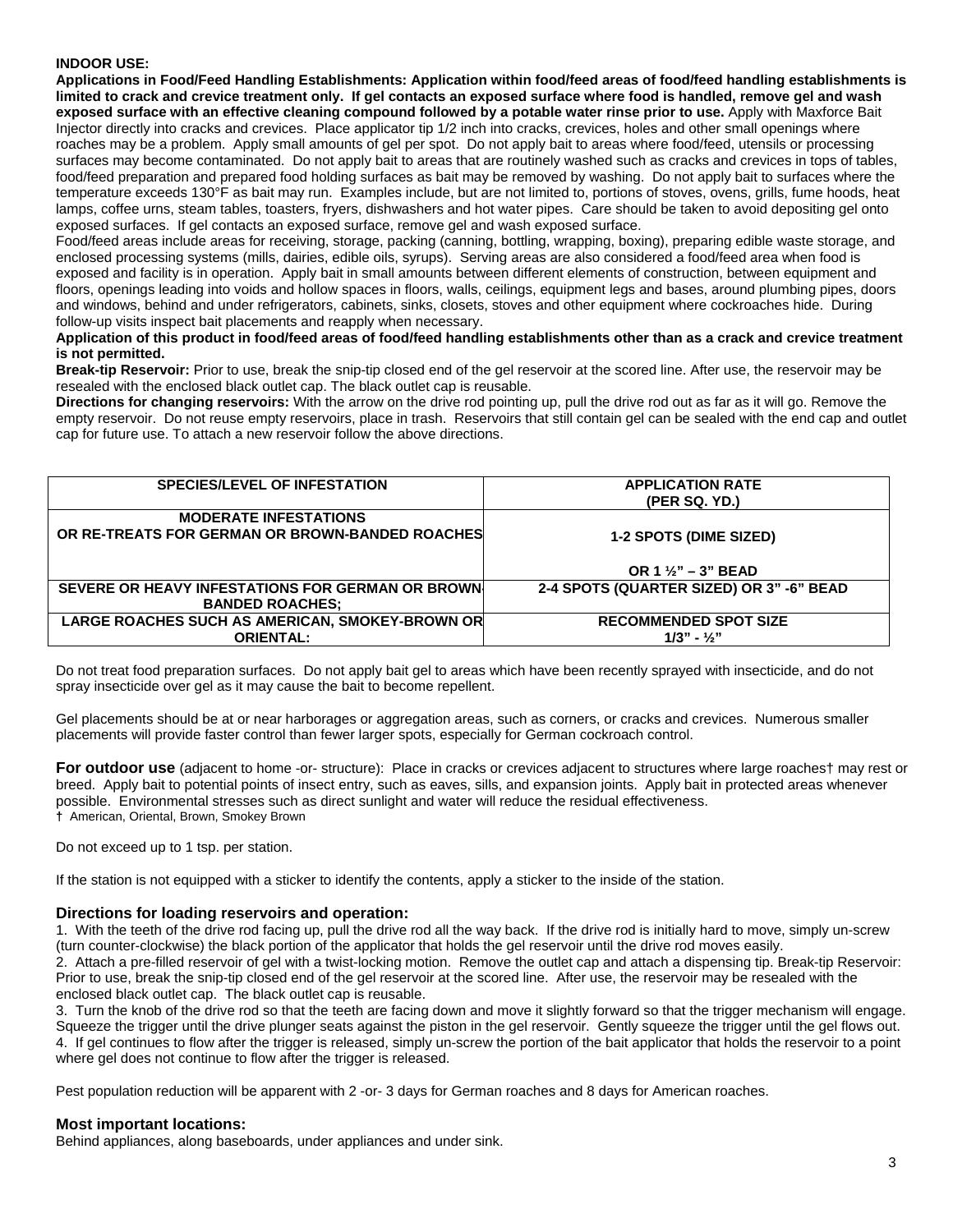**INDOOR USE:**

**Applications in Food/Feed Handling Establishments: Application within food/feed areas of food/feed handling establishments is limited to crack and crevice treatment only. If gel contacts an exposed surface where food is handled, remove gel and wash exposed surface with an effective cleaning compound followed by a potable water rinse prior to use.** Apply with Maxforce Bait Injector directly into cracks and crevices. Place applicator tip 1/2 inch into cracks, crevices, holes and other small openings where roaches may be a problem. Apply small amounts of gel per spot. Do not apply bait to areas where food/feed, utensils or processing surfaces may become contaminated. Do not apply bait to areas that are routinely washed such as cracks and crevices in tops of tables, food/feed preparation and prepared food holding surfaces as bait may be removed by washing. Do not apply bait to surfaces where the temperature exceeds 130°F as bait may run. Examples include, but are not limited to, portions of stoves, ovens, grills, fume hoods, heat lamps, coffee urns, steam tables, toasters, fryers, dishwashers and hot water pipes. Care should be taken to avoid depositing gel onto exposed surfaces. If gel contacts an exposed surface, remove gel and wash exposed surface.

Food/feed areas include areas for receiving, storage, packing (canning, bottling, wrapping, boxing), preparing edible waste storage, and enclosed processing systems (mills, dairies, edible oils, syrups). Serving areas are also considered a food/feed area when food is exposed and facility is in operation. Apply bait in small amounts between different elements of construction, between equipment and floors, openings leading into voids and hollow spaces in floors, walls, ceilings, equipment legs and bases, around plumbing pipes, doors and windows, behind and under refrigerators, cabinets, sinks, closets, stoves and other equipment where cockroaches hide. During follow-up visits inspect bait placements and reapply when necessary.

**Application of this product in food/feed areas of food/feed handling establishments other than as a crack and crevice treatment is not permitted.**

**Break-tip Reservoir:** Prior to use, break the snip-tip closed end of the gel reservoir at the scored line. After use, the reservoir may be resealed with the enclosed black outlet cap. The black outlet cap is reusable.

**Directions for changing reservoirs:** With the arrow on the drive rod pointing up, pull the drive rod out as far as it will go. Remove the empty reservoir. Do not reuse empty reservoirs, place in trash. Reservoirs that still contain gel can be sealed with the end cap and outlet cap for future use. To attach a new reservoir follow the above directions.

| SPECIES/LEVEL OF INFESTATION | APPLICATION RATE (PER SQ. YD.) |
|---|---|
| MODERATE INFESTATIONS OR RE-TREATS FOR GERMAN OR BROWN-BANDED ROACHES | 1-2 SPOTS (DIME SIZED) OR 1 ½" – 3" BEAD |
| SEVERE OR HEAVY INFESTATIONS FOR GERMAN OR BROWN-BANDED ROACHES; | 2-4 SPOTS (QUARTER SIZED) OR 3" -6" BEAD |
| LARGE ROACHES SUCH AS AMERICAN, SMOKEY-BROWN OR ORIENTAL: | RECOMMENDED SPOT SIZE 1/3" - ½" |

Do not treat food preparation surfaces. Do not apply bait gel to areas which have been recently sprayed with insecticide, and do not spray insecticide over gel as it may cause the bait to become repellent.

Gel placements should be at or near harborages or aggregation areas, such as corners, or cracks and crevices. Numerous smaller placements will provide faster control than fewer larger spots, especially for German cockroach control.

**For outdoor use** (adjacent to home -or- structure): Place in cracks or crevices adjacent to structures where large roaches† may rest or breed. Apply bait to potential points of insect entry, such as eaves, sills, and expansion joints. Apply bait in protected areas whenever possible. Environmental stresses such as direct sunlight and water will reduce the residual effectiveness.

† American, Oriental, Brown, Smokey Brown

Do not exceed up to 1 tsp. per station.

If the station is not equipped with a sticker to identify the contents, apply a sticker to the inside of the station.

### Directions for loading reservoirs and operation:

1. With the teeth of the drive rod facing up, pull the drive rod all the way back. If the drive rod is initially hard to move, simply un-screw (turn counter-clockwise) the black portion of the applicator that holds the gel reservoir until the drive rod moves easily.
2. Attach a pre-filled reservoir of gel with a twist-locking motion. Remove the outlet cap and attach a dispensing tip. Break-tip Reservoir: Prior to use, break the snip-tip closed end of the gel reservoir at the scored line. After use, the reservoir may be resealed with the enclosed black outlet cap. The black outlet cap is reusable.
3. Turn the knob of the drive rod so that the teeth are facing down and move it slightly forward so that the trigger mechanism will engage. Squeeze the trigger until the drive plunger seats against the piston in the gel reservoir. Gently squeeze the trigger until the gel flows out.
4. If gel continues to flow after the trigger is released, simply un-screw the portion of the bait applicator that holds the reservoir to a point where gel does not continue to flow after the trigger is released.

Pest population reduction will be apparent with 2 -or- 3 days for German roaches and 8 days for American roaches.

### Most important locations:

Behind appliances, along baseboards, under appliances and under sink.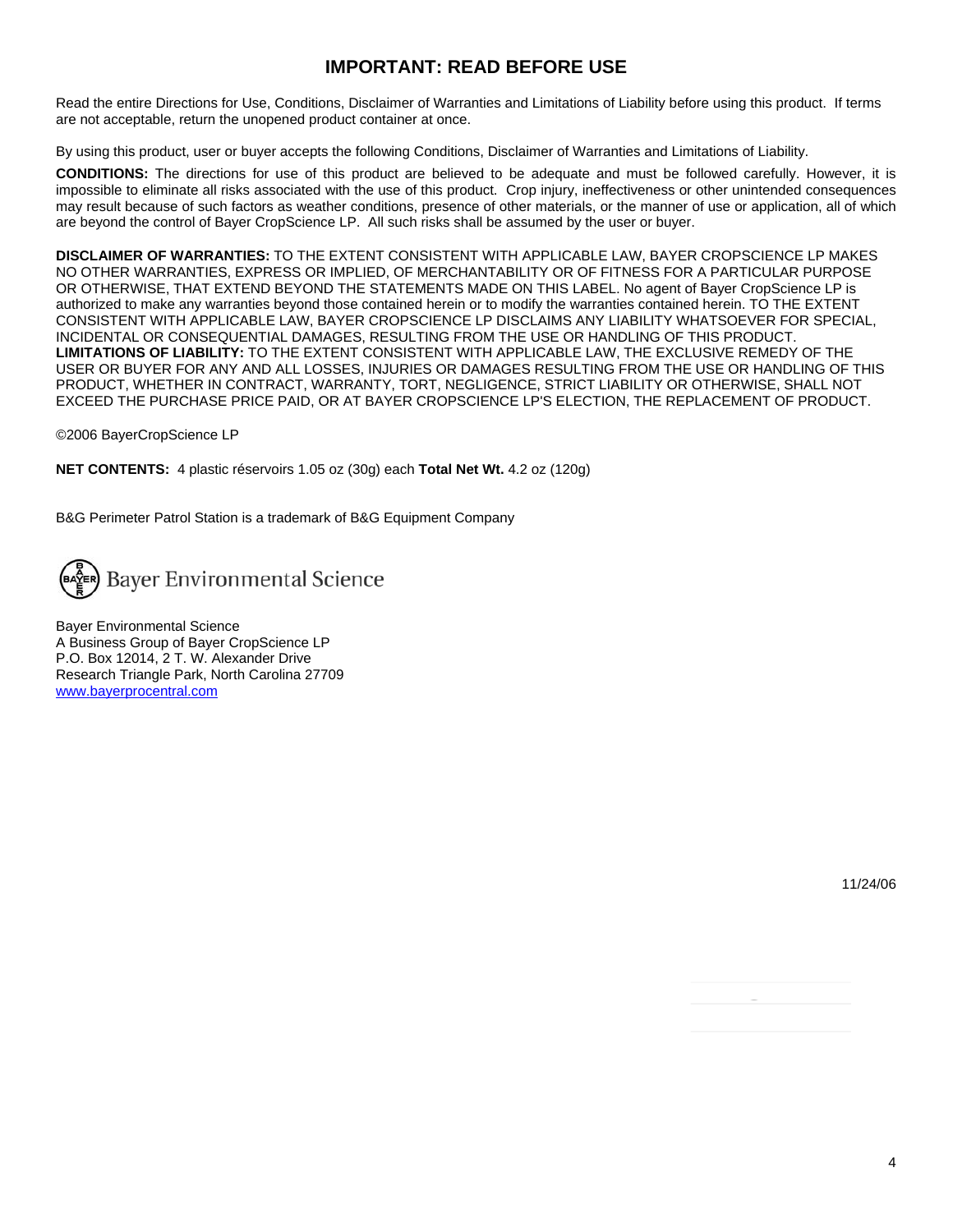## IMPORTANT: READ BEFORE USE

Read the entire Directions for Use, Conditions, Disclaimer of Warranties and Limitations of Liability before using this product. If terms are not acceptable, return the unopened product container at once.

By using this product, user or buyer accepts the following Conditions, Disclaimer of Warranties and Limitations of Liability.

**CONDITIONS:** The directions for use of this product are believed to be adequate and must be followed carefully. However, it is impossible to eliminate all risks associated with the use of this product. Crop injury, ineffectiveness or other unintended consequences may result because of such factors as weather conditions, presence of other materials, or the manner of use or application, all of which are beyond the control of Bayer CropScience LP. All such risks shall be assumed by the user or buyer.

**DISCLAIMER OF WARRANTIES:** TO THE EXTENT CONSISTENT WITH APPLICABLE LAW, BAYER CROPSCIENCE LP MAKES NO OTHER WARRANTIES, EXPRESS OR IMPLIED, OF MERCHANTABILITY OR OF FITNESS FOR A PARTICULAR PURPOSE OR OTHERWISE, THAT EXTEND BEYOND THE STATEMENTS MADE ON THIS LABEL. No agent of Bayer CropScience LP is authorized to make any warranties beyond those contained herein or to modify the warranties contained herein. TO THE EXTENT CONSISTENT WITH APPLICABLE LAW, BAYER CROPSCIENCE LP DISCLAIMS ANY LIABILITY WHATSOEVER FOR SPECIAL, INCIDENTAL OR CONSEQUENTIAL DAMAGES, RESULTING FROM THE USE OR HANDLING OF THIS PRODUCT.
**LIMITATIONS OF LIABILITY:** TO THE EXTENT CONSISTENT WITH APPLICABLE LAW, THE EXCLUSIVE REMEDY OF THE USER OR BUYER FOR ANY AND ALL LOSSES, INJURIES OR DAMAGES RESULTING FROM THE USE OR HANDLING OF THIS PRODUCT, WHETHER IN CONTRACT, WARRANTY, TORT, NEGLIGENCE, STRICT LIABILITY OR OTHERWISE, SHALL NOT EXCEED THE PURCHASE PRICE PAID, OR AT BAYER CROPSCIENCE LP'S ELECTION, THE REPLACEMENT OF PRODUCT.

©2006 BayerCropScience LP

**NET CONTENTS:** 4 plastic réservoirs 1.05 oz (30g) each **Total Net Wt.** 4.2 oz (120g)

B&G Perimeter Patrol Station is a trademark of B&G Equipment Company

Bayer Environmental Science

Bayer Environmental Science
A Business Group of Bayer CropScience LP
P.O. Box 12014, 2 T. W. Alexander Drive
Research Triangle Park, North Carolina 27709
www.bayerprocentral.com

11/24/06